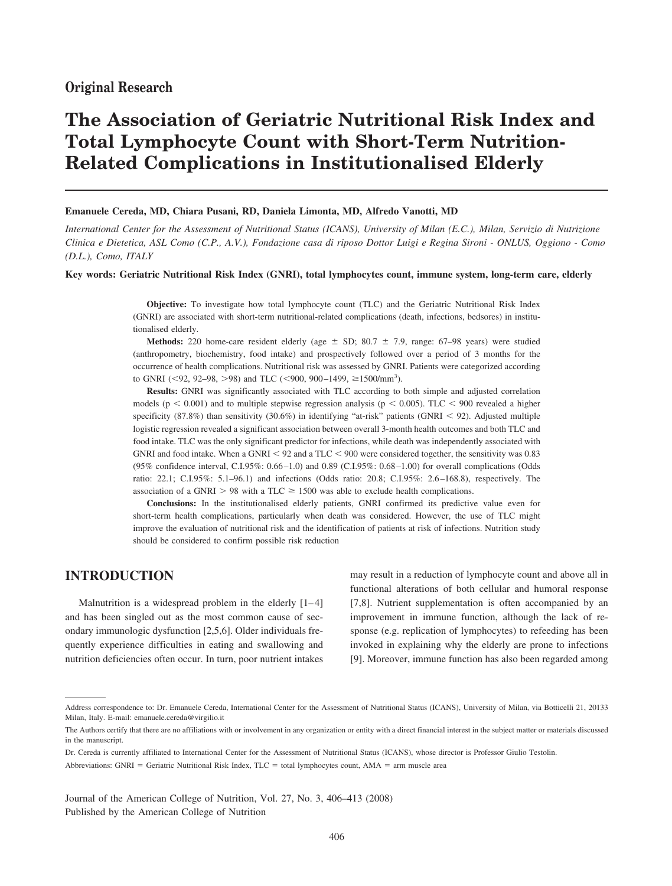**Original Research**

# The Association of Geriatric Nutritional Risk Index and Total Lymphocyte Count with Short-Term Nutrition-Related Complications in Institutionalised Elderly

**Emanuele Cereda, MD, Chiara Pusani, RD, Daniela Limonta, MD, Alfredo Vanotti, MD**

*International Center for the Assessment of Nutritional Status (ICANS), University of Milan (E.C.), Milan, Servizio di Nutrizione Clinica e Dietetica, ASL Como (C.P., A.V.), Fondazione casa di riposo Dottor Luigi e Regina Sironi - ONLUS, Oggiono - Como (D.L.), Como, ITALY*

**Key words: Geriatric Nutritional Risk Index (GNRI), total lymphocytes count, immune system, long-term care, elderly**

**Objective:** To investigate how total lymphocyte count (TLC) and the Geriatric Nutritional Risk Index (GNRI) are associated with short-term nutritional-related complications (death, infections, bedsores) in institutionalised elderly.

**Methods:** 220 home-care resident elderly (age ± SD; 80.7 ± 7.9, range: 67–98 years) were studied (anthropometry, biochemistry, food intake) and prospectively followed over a period of 3 months for the occurrence of health complications. Nutritional risk was assessed by GNRI. Patients were categorized according to GNRI (<92, 92–98, >98) and TLC (<900, 900–1499, ≥1500/mm$^3$).

**Results:** GNRI was significantly associated with TLC according to both simple and adjusted correlation models ($p < 0.001$) and to multiple stepwise regression analysis ($p < 0.005$). TLC < 900 revealed a higher specificity (87.8%) than sensitivity (30.6%) in identifying "at-risk" patients (GNRI < 92). Adjusted multiple logistic regression revealed a significant association between overall 3-month health outcomes and both TLC and food intake. TLC was the only significant predictor for infections, while death was independently associated with GNRI and food intake. When a GNRI < 92 and a TLC < 900 were considered together, the sensitivity was 0.83 (95% confidence interval, C.I.95%: 0.66–1.0) and 0.89 (C.I.95%: 0.68–1.00) for overall complications (Odds ratio: 22.1; C.I.95%: 5.1–96.1) and infections (Odds ratio: 20.8; C.I.95%: 2.6–168.8), respectively. The association of a GNRI > 98 with a TLC ≥ 1500 was able to exclude health complications.

**Conclusions:** In the institutionalised elderly patients, GNRI confirmed its predictive value even for short-term health complications, particularly when death was considered. However, the use of TLC might improve the evaluation of nutritional risk and the identification of patients at risk of infections. Nutrition study should be considered to confirm possible risk reduction

## INTRODUCTION

Malnutrition is a widespread problem in the elderly [1–4] and has been singled out as the most common cause of secondary immunologic dysfunction [2,5,6]. Older individuals frequently experience difficulties in eating and swallowing and nutrition deficiencies often occur. In turn, poor nutrient intakes may result in a reduction of lymphocyte count and above all in functional alterations of both cellular and humoral response [7,8]. Nutrient supplementation is often accompanied by an improvement in immune function, although the lack of response (e.g. replication of lymphocytes) to refeeding has been invoked in explaining why the elderly are prone to infections [9]. Moreover, immune function has also been regarded among

---

Address correspondence to: Dr. Emanuele Cereda, International Center for the Assessment of Nutritional Status (ICANS), University of Milan, via Botticelli 21, 20133 Milan, Italy. E-mail: emanuele.cereda@virgilio.it

The Authors certify that there are no affiliations with or involvement in any organization or entity with a direct financial interest in the subject matter or materials discussed in the manuscript.

Dr. Cereda is currently affiliated to International Center for the Assessment of Nutritional Status (ICANS), whose director is Professor Giulio Testolin.

Abbreviations: GNRI = Geriatric Nutritional Risk Index, TLC = total lymphocytes count, AMA = arm muscle area

Journal of the American College of Nutrition, Vol. 27, No. 3, 406–413 (2008)
Published by the American College of Nutrition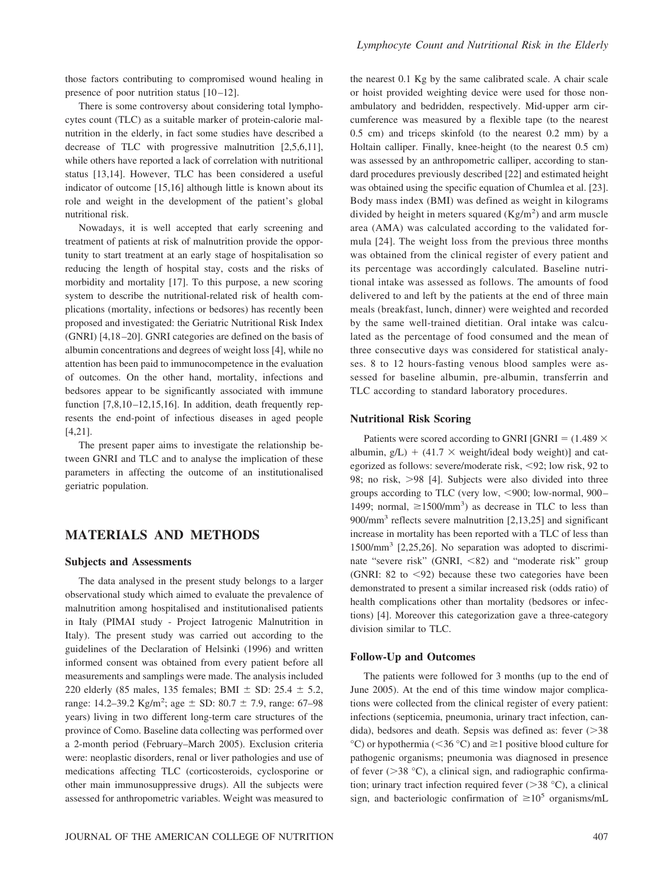those factors contributing to compromised wound healing in presence of poor nutrition status [10–12].

There is some controversy about considering total lymphocytes count (TLC) as a suitable marker of protein-calorie malnutrition in the elderly, in fact some studies have described a decrease of TLC with progressive malnutrition [2,5,6,11], while others have reported a lack of correlation with nutritional status [13,14]. However, TLC has been considered a useful indicator of outcome [15,16] although little is known about its role and weight in the development of the patient's global nutritional risk.

Nowadays, it is well accepted that early screening and treatment of patients at risk of malnutrition provide the opportunity to start treatment at an early stage of hospitalisation so reducing the length of hospital stay, costs and the risks of morbidity and mortality [17]. To this purpose, a new scoring system to describe the nutritional-related risk of health complications (mortality, infections or bedsores) has recently been proposed and investigated: the Geriatric Nutritional Risk Index (GNRI) [4,18–20]. GNRI categories are defined on the basis of albumin concentrations and degrees of weight loss [4], while no attention has been paid to immunocompetence in the evaluation of outcomes. On the other hand, mortality, infections and bedsores appear to be significantly associated with immune function [7,8,10–12,15,16]. In addition, death frequently represents the end-point of infectious diseases in aged people [4,21].

The present paper aims to investigate the relationship between GNRI and TLC and to analyse the implication of these parameters in affecting the outcome of an institutionalised geriatric population.

## MATERIALS AND METHODS

### Subjects and Assessments

The data analysed in the present study belongs to a larger observational study which aimed to evaluate the prevalence of malnutrition among hospitalised and institutionalised patients in Italy (PIMAI study - Project Iatrogenic Malnutrition in Italy). The present study was carried out according to the guidelines of the Declaration of Helsinki (1996) and written informed consent was obtained from every patient before all measurements and samplings were made. The analysis included 220 elderly (85 males, 135 females; BMI ± SD: 25.4 ± 5.2, range: 14.2–39.2 Kg/m$^2$; age ± SD: 80.7 ± 7.9, range: 67–98 years) living in two different long-term care structures of the province of Como. Baseline data collecting was performed over a 2-month period (February–March 2005). Exclusion criteria were: neoplastic disorders, renal or liver pathologies and use of medications affecting TLC (corticosteroids, cyclosporine or other main immunosuppressive drugs). All the subjects were assessed for anthropometric variables. Weight was measured to the nearest 0.1 Kg by the same calibrated scale. A chair scale or hoist provided weighting device were used for those non-ambulatory and bedridden, respectively. Mid-upper arm circumference was measured by a flexible tape (to the nearest 0.5 cm) and triceps skinfold (to the nearest 0.2 mm) by a Holtain calliper. Finally, knee-height (to the nearest 0.5 cm) was assessed by an anthropometric calliper, according to standard procedures previously described [22] and estimated height was obtained using the specific equation of Chumlea et al. [23]. Body mass index (BMI) was defined as weight in kilograms divided by height in meters squared (Kg/m$^2$) and arm muscle area (AMA) was calculated according to the validated formula [24]. The weight loss from the previous three months was obtained from the clinical register of every patient and its percentage was accordingly calculated. Baseline nutritional intake was assessed as follows. The amounts of food delivered to and left by the patients at the end of three main meals (breakfast, lunch, dinner) were weighted and recorded by the same well-trained dietitian. Oral intake was calculated as the percentage of food consumed and the mean of three consecutive days was considered for statistical analyses. 8 to 12 hours-fasting venous blood samples were assessed for baseline albumin, pre-albumin, transferrin and TLC according to standard laboratory procedures.

### Nutritional Risk Scoring

Patients were scored according to GNRI [GNRI = (1.489 × albumin, g/L) + (41.7 × weight/ideal body weight)] and categorized as follows: severe/moderate risk, <92; low risk, 92 to 98; no risk, >98 [4]. Subjects were also divided into three groups according to TLC (very low, <900; low-normal, 900–1499; normal, ≥1500/mm$^3$) as decrease in TLC to less than 900/mm$^3$ reflects severe malnutrition [2,13,25] and significant increase in mortality has been reported with a TLC of less than 1500/mm$^3$ [2,25,26]. No separation was adopted to discriminate "severe risk" (GNRI, <82) and "moderate risk" group (GNRI: 82 to <92) because these two categories have been demonstrated to present a similar increased risk (odds ratio) of health complications other than mortality (bedsores or infections) [4]. Moreover this categorization gave a three-category division similar to TLC.

### Follow-Up and Outcomes

The patients were followed for 3 months (up to the end of June 2005). At the end of this time window major complications were collected from the clinical register of every patient: infections (septicemia, pneumonia, urinary tract infection, candida), bedsores and death. Sepsis was defined as: fever (>38 °C) or hypothermia (<36 °C) and ≥1 positive blood culture for pathogenic organisms; pneumonia was diagnosed in presence of fever (>38 °C), a clinical sign, and radiographic confirmation; urinary tract infection required fever (>38 °C), a clinical sign, and bacteriologic confirmation of ≥10$^5$ organisms/mL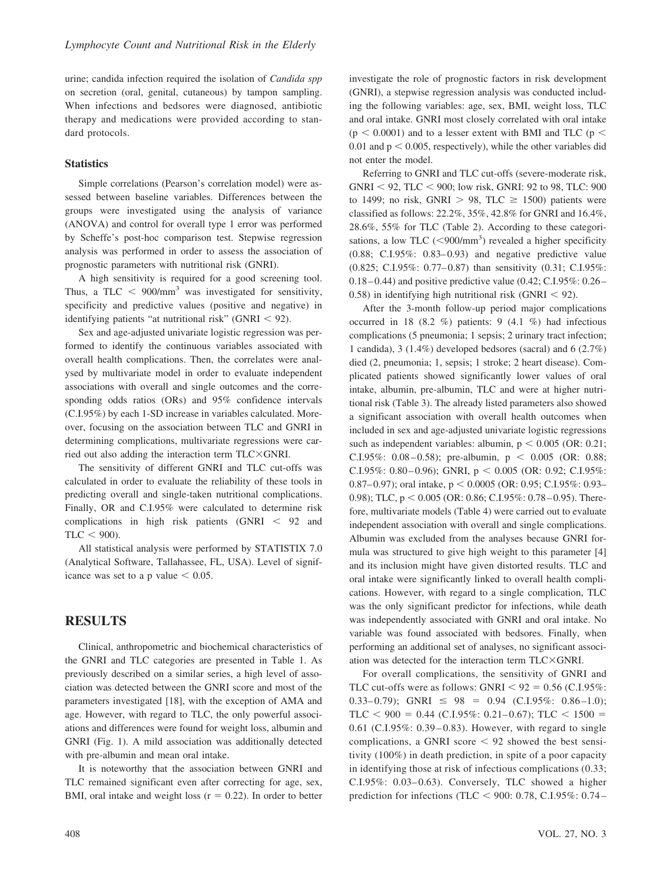urine; candida infection required the isolation of *Candida spp* on secretion (oral, genital, cutaneous) by tampon sampling. When infections and bedsores were diagnosed, antibiotic therapy and medications were provided according to standard protocols.

### Statistics

Simple correlations (Pearson's correlation model) were assessed between baseline variables. Differences between the groups were investigated using the analysis of variance (ANOVA) and control for overall type 1 error was performed by Scheffe's post-hoc comparison test. Stepwise regression analysis was performed in order to assess the association of prognostic parameters with nutritional risk (GNRI).

A high sensitivity is required for a good screening tool. Thus, a TLC $< 900/mm^3$ was investigated for sensitivity, specificity and predictive values (positive and negative) in identifying patients "at nutritional risk" (GNRI $< 92$).

Sex and age-adjusted univariate logistic regression was performed to identify the continuous variables associated with overall health complications. Then, the correlates were analysed by multivariate model in order to evaluate independent associations with overall and single outcomes and the corresponding odds ratios (ORs) and 95% confidence intervals (C.I.95%) by each 1-SD increase in variables calculated. Moreover, focusing on the association between TLC and GNRI in determining complications, multivariate regressions were carried out also adding the interaction term TLC$\times$GNRI.

The sensitivity of different GNRI and TLC cut-offs was calculated in order to evaluate the reliability of these tools in predicting overall and single-taken nutritional complications. Finally, OR and C.I.95% were calculated to determine risk complications in high risk patients (GNRI $< 92$ and TLC $< 900$).

All statistical analysis were performed by STATISTIX 7.0 (Analytical Software, Tallahassee, FL, USA). Level of significance was set to a p value $< 0.05$.

## RESULTS

Clinical, anthropometric and biochemical characteristics of the GNRI and TLC categories are presented in Table 1. As previously described on a similar series, a high level of association was detected between the GNRI score and most of the parameters investigated [18], with the exception of AMA and age. However, with regard to TLC, the only powerful associations and differences were found for weight loss, albumin and GNRI (Fig. 1). A mild association was additionally detected with pre-albumin and mean oral intake.

It is noteworthy that the association between GNRI and TLC remained significant even after correcting for age, sex, BMI, oral intake and weight loss ($r = 0.22$). In order to better investigate the role of prognostic factors in risk development (GNRI), a stepwise regression analysis was conducted including the following variables: age, sex, BMI, weight loss, TLC and oral intake. GNRI most closely correlated with oral intake ($p < 0.0001$) and to a lesser extent with BMI and TLC ($p < 0.01$ and $p < 0.005$, respectively), while the other variables did not enter the model.

Referring to GNRI and TLC cut-offs (severe-moderate risk, GNRI $< 92$, TLC $< 900$; low risk, GNRI: 92 to 98, TLC: 900 to 1499; no risk, GNRI $> 98$, TLC $\geq 1500$) patients were classified as follows: 22.2%, 35%, 42.8% for GNRI and 16.4%, 28.6%, 55% for TLC (Table 2). According to these categorisations, a low TLC ($<900/mm^3$) revealed a higher specificity (0.88; C.I.95%: 0.83–0.93) and negative predictive value (0.825; C.I.95%: 0.77–0.87) than sensitivity (0.31; C.I.95%: 0.18–0.44) and positive predictive value (0.42; C.I.95%: 0.26–0.58) in identifying high nutritional risk (GNRI $< 92$).

After the 3-month follow-up period major complications occurred in 18 (8.2 %) patients: 9 (4.1 %) had infectious complications (5 pneumonia; 1 sepsis; 2 urinary tract infection; 1 candida), 3 (1.4%) developed bedsores (sacral) and 6 (2.7%) died (2, pneumonia; 1, sepsis; 1 stroke; 2 heart disease). Complicated patients showed significantly lower values of oral intake, albumin, pre-albumin, TLC and were at higher nutritional risk (Table 3). The already listed parameters also showed a significant association with overall health outcomes when included in sex and age-adjusted univariate logistic regressions such as independent variables: albumin, $p < 0.005$ (OR: 0.21; C.I.95%: 0.08–0.58); pre-albumin, $p < 0.005$ (OR: 0.88; C.I.95%: 0.80–0.96); GNRI, $p < 0.005$ (OR: 0.92; C.I.95%: 0.87–0.97); oral intake, $p < 0.0005$ (OR: 0.95; C.I.95%: 0.93–0.98); TLC, $p < 0.005$ (OR: 0.86; C.I.95%: 0.78–0.95). Therefore, multivariate models (Table 4) were carried out to evaluate independent association with overall and single complications. Albumin was excluded from the analyses because GNRI formula was structured to give high weight to this parameter [4] and its inclusion might have given distorted results. TLC and oral intake were significantly linked to overall health complications. However, with regard to a single complication, TLC was the only significant predictor for infections, while death was independently associated with GNRI and oral intake. No variable was found associated with bedsores. Finally, when performing an additional set of analyses, no significant association was detected for the interaction term TLC$\times$GNRI.

For overall complications, the sensitivity of GNRI and TLC cut-offs were as follows: GNRI $< 92 = 0.56$ (C.I.95%: 0.33–0.79); GNRI $\leq 98 = 0.94$ (C.I.95%: 0.86–1.0); TLC $< 900 = 0.44$ (C.I.95%: 0.21–0.67); TLC $< 1500 = 0.61$ (C.I.95%: 0.39–0.83). However, with regard to single complications, a GNRI score $< 92$ showed the best sensitivity (100%) in death prediction, in spite of a poor capacity in identifying those at risk of infectious complications (0.33; C.I.95%: 0.03–0.63). Conversely, TLC showed a higher prediction for infections (TLC $< 900$: 0.78, C.I.95%: 0.74–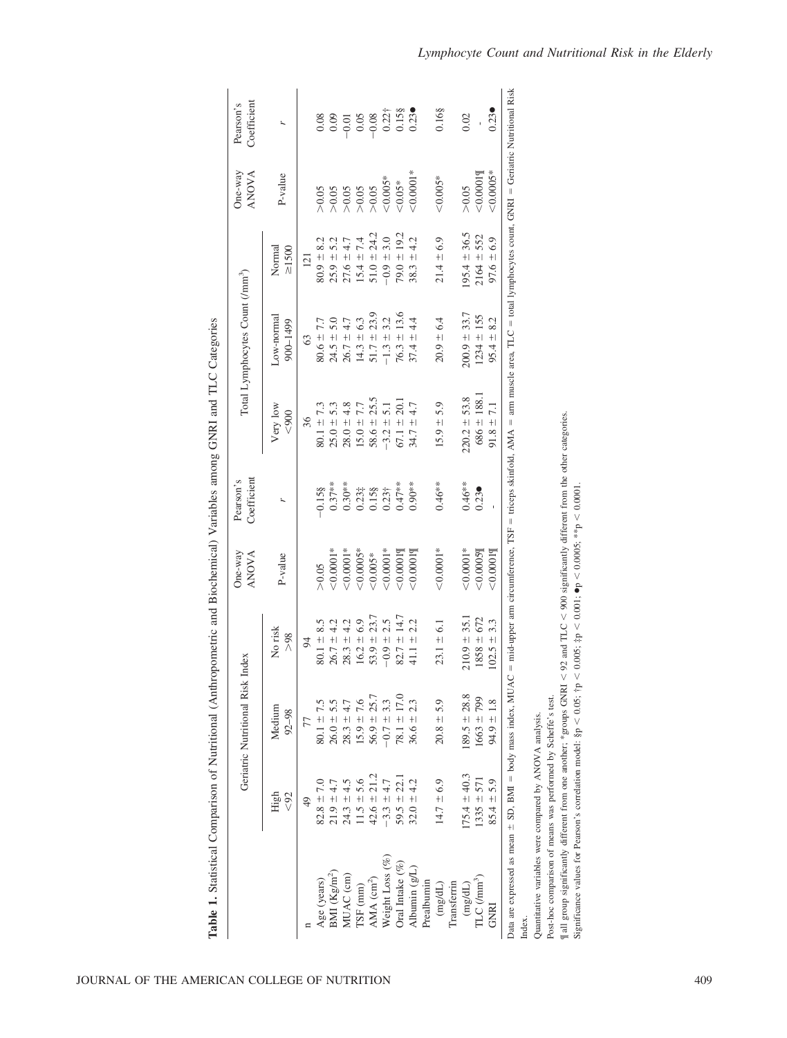**Table 1.** Statistical Comparison of Nutritional (Anthropometric and Biochemical) Variables among GNRI and TLC Categories

| | Geriatric Nutritional Risk Index | | | One-way ANOVA | Pearson's Coefficient | Total Lymphocytes Count (/mm³) | | | One-way ANOVA | Pearson's Coefficient |
|---|---|---|---|---|---|---|---|---|---|---|
| | High <92 | Medium 92–98 | No risk >98 | P-value | r | Very low <900 | Low-normal 900–1499 | Normal ≥1500 | P-value | r |
| n | 49 | 77 | 94 | | | 36 | 63 | 121 | | |
| Age (years) | 82.8 ± 7.0 | 80.1 ± 7.5 | 80.1 ± 8.5 | >0.05 | −0.15§ | 80.1 ± 7.3 | 80.6 ± 7.7 | 80.9 ± 8.2 | >0.05 | 0.08 |
| BMI (Kg/m²) | 21.9 ± 4.7 | 26.0 ± 5.5 | 26.7 ± 4.2 | <0.0001* | 0.37** | 25.0 ± 5.3 | 24.5 ± 5.0 | 25.9 ± 5.2 | >0.05 | 0.09 |
| MUAC (cm) | 24.3 ± 4.5 | 28.3 ± 4.7 | 28.3 ± 4.2 | <0.0001* | 0.30** | 28.0 ± 4.8 | 26.7 ± 4.7 | 27.6 ± 4.7 | >0.05 | −0.01 |
| TSF (mm) | 11.5 ± 5.6 | 15.9 ± 7.6 | 16.2 ± 6.9 | <0.0005* | 0.23‡ | 15.0 ± 7.7 | 14.3 ± 6.3 | 15.4 ± 7.4 | >0.05 | 0.05 |
| AMA (cm²) | 42.6 ± 21.2 | 56.9 ± 25.7 | 53.9 ± 23.7 | <0.005* | 0.15§ | 58.6 ± 25.5 | 51.7 ± 23.9 | 51.0 ± 24.2 | >0.05 | −0.08 |
| Weight Loss (%) | −3.3 ± 4.7 | −0.7 ± 3.3 | −0.9 ± 2.5 | <0.0001* | 0.23† | −3.2 ± 5.1 | −1.3 ± 3.2 | −0.9 ± 3.0 | <0.005* | 0.22† |
| Oral Intake (%) | 59.5 ± 22.1 | 78.1 ± 17.0 | 82.7 ± 14.7 | <0.0001¶ | 0.47** | 67.1 ± 20.1 | 76.3 ± 13.6 | 79.0 ± 19.2 | <0.05* | 0.15§ |
| Albumin (g/L) | 32.0 ± 4.2 | 36.6 ± 2.3 | 41.1 ± 2.2 | <0.0001¶ | 0.90** | 34.7 ± 4.7 | 37.4 ± 4.4 | 38.3 ± 4.2 | <0.0001* | 0.23● |
| Prealbumin (mg/dL) | 14.7 ± 6.9 | 20.8 ± 5.9 | 23.1 ± 6.1 | <0.0001* | 0.46** | 15.9 ± 5.9 | 20.9 ± 6.4 | 21.4 ± 6.9 | <0.005* | 0.16§ |
| Transferrin (mg/dL) | 175.4 ± 40.3 | 189.5 ± 28.8 | 210.9 ± 35.1 | <0.0001* | 0.46** | 220.2 ± 53.8 | 200.9 ± 33.7 | 195.4 ± 36.5 | >0.05 | 0.02 |
| TLC (/mm³) | 1335 ± 571 | 1663 ± 799 | 1858 ± 672 | <0.0005¶ | 0.23● | 686 ± 188.1 | 1234 ± 155 | 2164 ± 552 | <0.0001¶ | - |
| GNRI | 85.4 ± 5.9 | 94.9 ± 1.8 | 102.5 ± 3.3 | <0.0001¶ | - | 91.8 ± 7.1 | 95.4 ± 8.2 | 97.6 ± 6.9 | <0.0005* | 0.23● |

Data are expressed as mean ± SD. BMI = body mass index, MUAC = mid-upper arm circumference, TSF = triceps skinfold, AMA = arm muscle area, TLC = total lymphocytes count, GNRI = Geriatric Nutritional Risk Index.

Quantitative variables were compared by ANOVA analysis.

Post-hoc comparison of means was performed by Scheffe's test.

¶ all group significantly different from one another; *groups GNRI < 92 and TLC < 900 significantly different from the other categories.

Significance values for Pearson's correlation model: §p < 0.05; †p < 0.005; ‡p < 0.001; ●p < 0.0005; **p < 0.0001.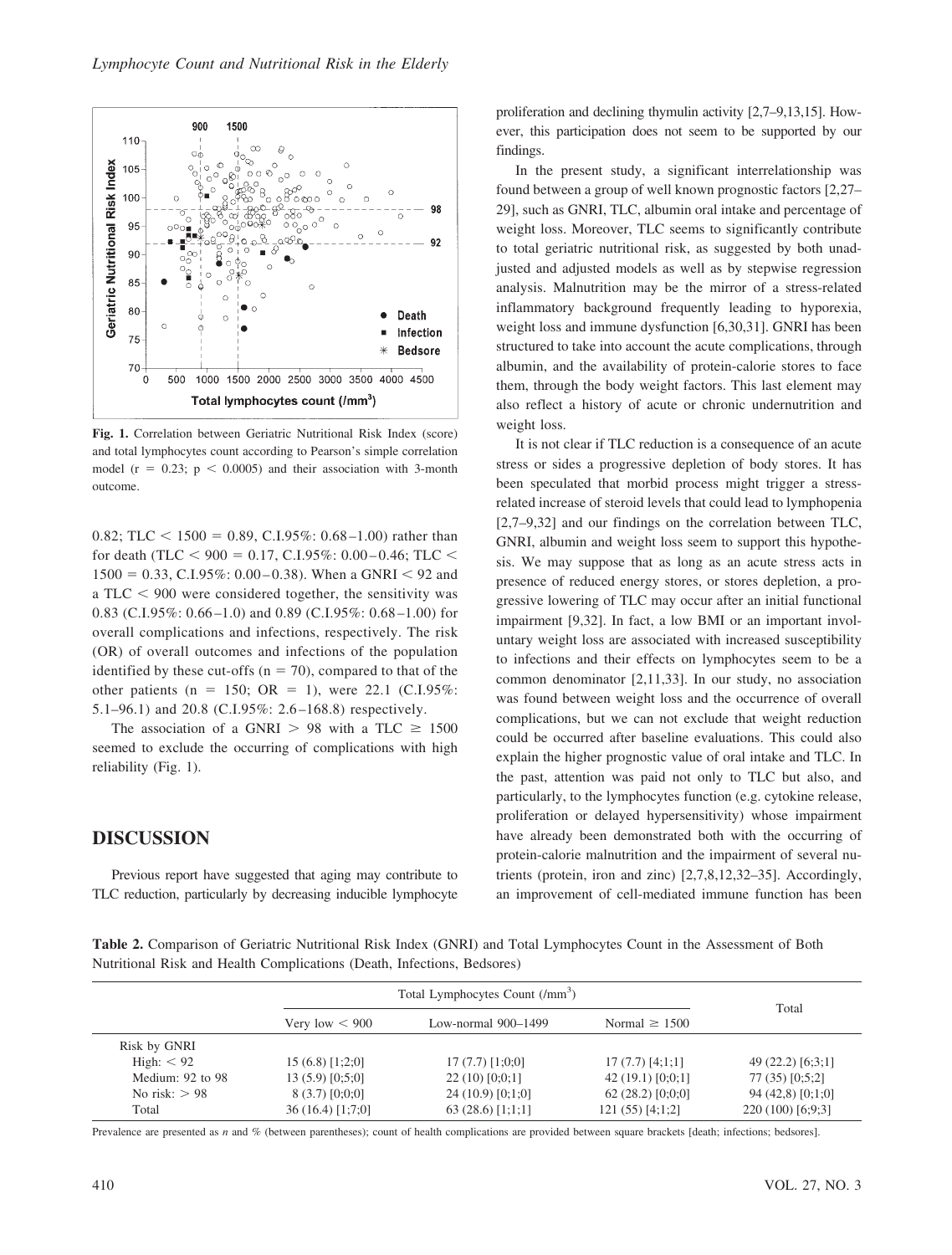Fig. 1. Correlation between Geriatric Nutritional Risk Index (score) and total lymphocytes count according to Pearson's simple correlation model ($r = 0.23$; $p < 0.0005$) and their association with 3-month outcome.

0.82; TLC < 1500 = 0.89, C.I.95%: 0.68–1.00) rather than for death (TLC < 900 = 0.17, C.I.95%: 0.00–0.46; TLC < 1500 = 0.33, C.I.95%: 0.00–0.38). When a GNRI < 92 and a TLC < 900 were considered together, the sensitivity was 0.83 (C.I.95%: 0.66–1.0) and 0.89 (C.I.95%: 0.68–1.00) for overall complications and infections, respectively. The risk (OR) of overall outcomes and infections of the population identified by these cut-offs (n = 70), compared to that of the other patients (n = 150; OR = 1), were 22.1 (C.I.95%: 5.1–96.1) and 20.8 (C.I.95%: 2.6–168.8) respectively.

The association of a GNRI > 98 with a TLC ≥ 1500 seemed to exclude the occurring of complications with high reliability (Fig. 1).

## DISCUSSION

Previous report have suggested that aging may contribute to TLC reduction, particularly by decreasing inducible lymphocyte proliferation and declining thymulin activity [2,7–9,13,15]. However, this participation does not seem to be supported by our findings.

In the present study, a significant interrelationship was found between a group of well known prognostic factors [2,27–29], such as GNRI, TLC, albumin oral intake and percentage of weight loss. Moreover, TLC seems to significantly contribute to total geriatric nutritional risk, as suggested by both unadjusted and adjusted models as well as by stepwise regression analysis. Malnutrition may be the mirror of a stress-related inflammatory background frequently leading to hyporexia, weight loss and immune dysfunction [6,30,31]. GNRI has been structured to take into account the acute complications, through albumin, and the availability of protein-calorie stores to face them, through the body weight factors. This last element may also reflect a history of acute or chronic undernutrition and weight loss.

It is not clear if TLC reduction is a consequence of an acute stress or sides a progressive depletion of body stores. It has been speculated that morbid process might trigger a stress-related increase of steroid levels that could lead to lymphopenia [2,7–9,32] and our findings on the correlation between TLC, GNRI, albumin and weight loss seem to support this hypothesis. We may suppose that as long as an acute stress acts in presence of reduced energy stores, or stores depletion, a progressive lowering of TLC may occur after an initial functional impairment [9,32]. In fact, a low BMI or an important involuntary weight loss are associated with increased susceptibility to infections and their effects on lymphocytes seem to be a common denominator [2,11,33]. In our study, no association was found between weight loss and the occurrence of overall complications, but we can not exclude that weight reduction could be occurred after baseline evaluations. This could also explain the higher prognostic value of oral intake and TLC. In the past, attention was paid not only to TLC but also, and particularly, to the lymphocytes function (e.g. cytokine release, proliferation or delayed hypersensitivity) whose impairment have already been demonstrated both with the occurring of protein-calorie malnutrition and the impairment of several nutrients (protein, iron and zinc) [2,7,8,12,32–35]. Accordingly, an improvement of cell-mediated immune function has been

**Table 2.** Comparison of Geriatric Nutritional Risk Index (GNRI) and Total Lymphocytes Count in the Assessment of Both Nutritional Risk and Health Complications (Death, Infections, Bedsores)

| | Total Lymphocytes Count (/mm$^3$) | | | Total |
|---|---|---|---|---|
| | Very low < 900 | Low-normal 900–1499 | Normal ≥ 1500 | |
| Risk by GNRI | | | | |
| High: < 92 | 15 (6.8) [1;2;0] | 17 (7.7) [1;0;0] | 17 (7.7) [4;1;1] | 49 (22.2) [6;3;1] |
| Medium: 92 to 98 | 13 (5.9) [0;5;0] | 22 (10) [0;0;1] | 42 (19.1) [0;0;1] | 77 (35) [0;5;2] |
| No risk: > 98 | 8 (3.7) [0;0;0] | 24 (10.9) [0;1;0] | 62 (28.2) [0;0;0] | 94 (42,8) [0;1;0] |
| Total | 36 (16.4) [1;7;0] | 63 (28.6) [1;1;1] | 121 (55) [4;1;2] | 220 (100) [6;9;3] |

Prevalence are presented as n and % (between parentheses); count of health complications are provided between square brackets [death; infections; bedsores].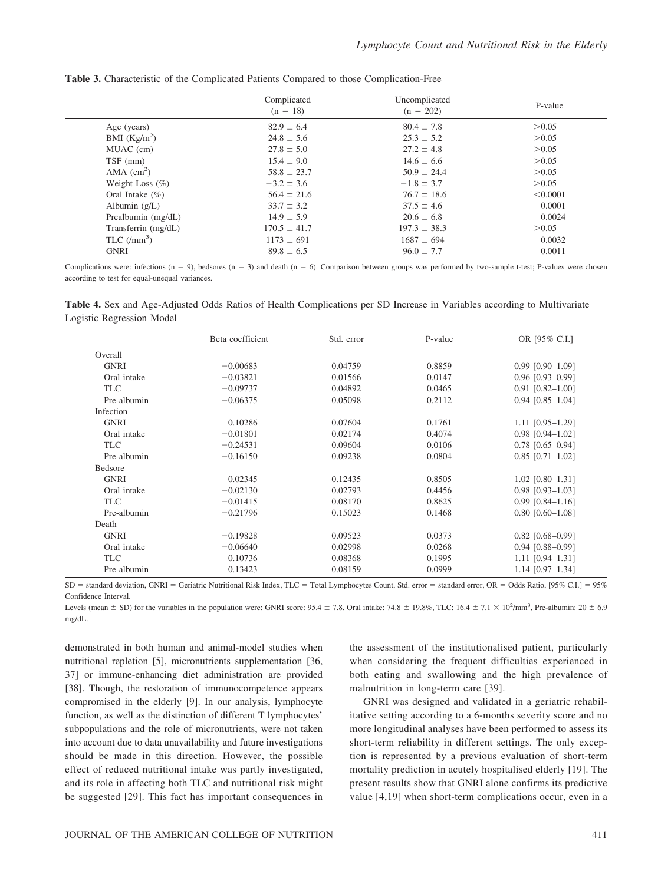**Table 3.** Characteristic of the Complicated Patients Compared to those Complication-Free

| | Complicated (n = 18) | Uncomplicated (n = 202) | P-value |
|---|---|---|---|
| Age (years) | 82.9 ± 6.4 | 80.4 ± 7.8 | >0.05 |
| BMI (Kg/m$^2$) | 24.8 ± 5.6 | 25.3 ± 5.2 | >0.05 |
| MUAC (cm) | 27.8 ± 5.0 | 27.2 ± 4.8 | >0.05 |
| TSF (mm) | 15.4 ± 9.0 | 14.6 ± 6.6 | >0.05 |
| AMA (cm$^2$) | 58.8 ± 23.7 | 50.9 ± 24.4 | >0.05 |
| Weight Loss (%) | −3.2 ± 3.6 | −1.8 ± 3.7 | >0.05 |
| Oral Intake (%) | 56.4 ± 21.6 | 76.7 ± 18.6 | <0.0001 |
| Albumin (g/L) | 33.7 ± 3.2 | 37.5 ± 4.6 | 0.0001 |
| Prealbumin (mg/dL) | 14.9 ± 5.9 | 20.6 ± 6.8 | 0.0024 |
| Transferrin (mg/dL) | 170.5 ± 41.7 | 197.3 ± 38.3 | >0.05 |
| TLC (/mm$^3$) | 1173 ± 691 | 1687 ± 694 | 0.0032 |
| GNRI | 89.8 ± 6.5 | 96.0 ± 7.7 | 0.0011 |

Complications were: infections (n = 9), bedsores (n = 3) and death (n = 6). Comparison between groups was performed by two-sample t-test; P-values were chosen according to test for equal-unequal variances.

**Table 4.** Sex and Age-Adjusted Odds Ratios of Health Complications per SD Increase in Variables according to Multivariate Logistic Regression Model

| | Beta coefficient | Std. error | P-value | OR [95% C.I.] |
|---|---|---|---|---|
| Overall | | | | |
| GNRI | −0.00683 | 0.04759 | 0.8859 | 0.99 [0.90–1.09] |
| Oral intake | −0.03821 | 0.01566 | 0.0147 | 0.96 [0.93–0.99] |
| TLC | −0.09737 | 0.04892 | 0.0465 | 0.91 [0.82–1.00] |
| Pre-albumin | −0.06375 | 0.05098 | 0.2112 | 0.94 [0.85–1.04] |
| Infection | | | | |
| GNRI | 0.10286 | 0.07604 | 0.1761 | 1.11 [0.95–1.29] |
| Oral intake | −0.01801 | 0.02174 | 0.4074 | 0.98 [0.94–1.02] |
| TLC | −0.24531 | 0.09604 | 0.0106 | 0.78 [0.65–0.94] |
| Pre-albumin | −0.16150 | 0.09238 | 0.0804 | 0.85 [0.71–1.02] |
| Bedsore | | | | |
| GNRI | 0.02345 | 0.12435 | 0.8505 | 1.02 [0.80–1.31] |
| Oral intake | −0.02130 | 0.02793 | 0.4456 | 0.98 [0.93–1.03] |
| TLC | −0.01415 | 0.08170 | 0.8625 | 0.99 [0.84–1.16] |
| Pre-albumin | −0.21796 | 0.15023 | 0.1468 | 0.80 [0.60–1.08] |
| Death | | | | |
| GNRI | −0.19828 | 0.09523 | 0.0373 | 0.82 [0.68–0.99] |
| Oral intake | −0.06640 | 0.02998 | 0.0268 | 0.94 [0.88–0.99] |
| TLC | 0.10736 | 0.08368 | 0.1995 | 1.11 [0.94–1.31] |
| Pre-albumin | 0.13423 | 0.08159 | 0.0999 | 1.14 [0.97–1.34] |

SD = standard deviation, GNRI = Geriatric Nutritional Risk Index, TLC = Total Lymphocytes Count, Std. error = standard error, OR = Odds Ratio, [95% C.I.] = 95% Confidence Interval.

Levels (mean ± SD) for the variables in the population were: GNRI score: 95.4 ± 7.8, Oral intake: 74.8 ± 19.8%, TLC: 16.4 ± 7.1 × 10$^2$/mm$^3$, Pre-albumin: 20 ± 6.9 mg/dL.

demonstrated in both human and animal-model studies when nutritional repletion [5], micronutrients supplementation [36, 37] or immune-enhancing diet administration are provided [38]. Though, the restoration of immunocompetence appears compromised in the elderly [9]. In our analysis, lymphocyte function, as well as the distinction of different T lymphocytes' subpopulations and the role of micronutrients, were not taken into account due to data unavailability and future investigations should be made in this direction. However, the possible effect of reduced nutritional intake was partly investigated, and its role in affecting both TLC and nutritional risk might be suggested [29]. This fact has important consequences in the assessment of the institutionalised patient, particularly when considering the frequent difficulties experienced in both eating and swallowing and the high prevalence of malnutrition in long-term care [39].

GNRI was designed and validated in a geriatric rehabilitative setting according to a 6-months severity score and no more longitudinal analyses have been performed to assess its short-term reliability in different settings. The only exception is represented by a previous evaluation of short-term mortality prediction in acutely hospitalised elderly [19]. The present results show that GNRI alone confirms its predictive value [4,19] when short-term complications occur, even in a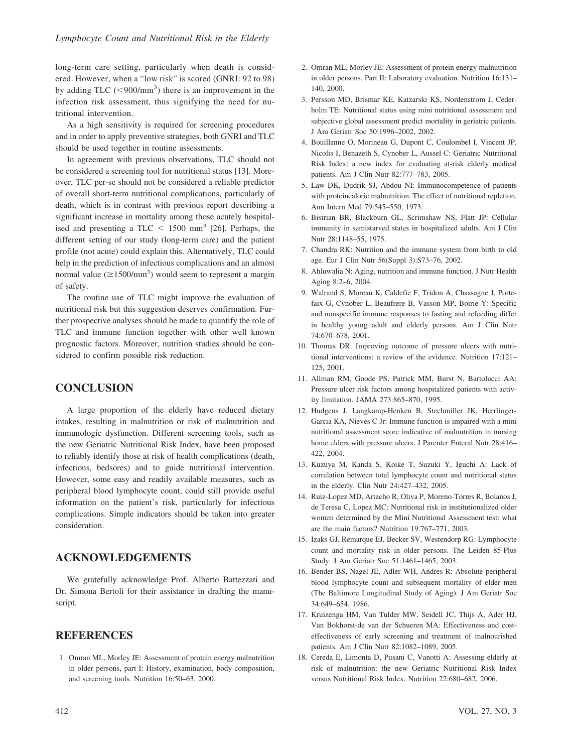long-term care setting, particularly when death is considered. However, when a "low risk" is scored (GNRI: 92 to 98) by adding TLC ($<900/\text{mm}^3$) there is an improvement in the infection risk assessment, thus signifying the need for nutritional intervention.

As a high sensitivity is required for screening procedures and in order to apply preventive strategies, both GNRI and TLC should be used together in routine assessments.

In agreement with previous observations, TLC should not be considered a screening tool for nutritional status [13]. Moreover, TLC per-se should not be considered a reliable predictor of overall short-term nutritional complications, particularly of death, which is in contrast with previous report describing a significant increase in mortality among those acutely hospitalised and presenting a TLC $< 1500\ \text{mm}^3$ [26]. Perhaps, the different setting of our study (long-term care) and the patient profile (not acute) could explain this. Alternatively, TLC could help in the prediction of infectious complications and an almost normal value ($\geq 1500/\text{mm}^3$) would seem to represent a margin of safety.

The routine use of TLC might improve the evaluation of nutritional risk but this suggestion deserves confirmation. Further prospective analyses should be made to quantify the role of TLC and immune function together with other well known prognostic factors. Moreover, nutrition studies should be considered to confirm possible risk reduction.

## CONCLUSION

A large proportion of the elderly have reduced dietary intakes, resulting in malnutrition or risk of malnutrition and immunologic dysfunction. Different screening tools, such as the new Geriatric Nutritional Risk Index, have been proposed to reliably identify those at risk of health complications (death, infections, bedsores) and to guide nutritional intervention. However, some easy and readily available measures, such as peripheral blood lymphocyte count, could still provide useful information on the patient's risk, particularly for infectious complications. Simple indicators should be taken into greater consideration.

## ACKNOWLEDGEMENTS

We gratefully acknowledge Prof. Alberto Battezzati and Dr. Simona Bertoli for their assistance in drafting the manuscript.

## REFERENCES

1. Omran ML, Morley JE: Assessment of protein energy malnutrition in older persons, part I: History, examination, body composition, and screening tools. Nutrition 16:50–63, 2000.
2. Omran ML, Morley JE: Assessment of protein energy malnutrition in older persons, Part II: Laboratory evaluation. Nutrition 16:131–140, 2000.
3. Persson MD, Brismar KE, Katzarski KS, Nordenstrom J, Cederholm TE: Nutritional status using mini nutritional assessment and subjective global assessment predict mortality in geriatric patients. J Am Geriatr Soc 50:1996–2002, 2002.
4. Bouillanne O, Morineau G, Dupont C, Coulombel I, Vincent JP, Nicolis I, Benazeth S, Cynober L, Aussel C: Geriatric Nutritional Risk Index: a new index for evaluating at-risk elderly medical patients. Am J Clin Nutr 82:777–783, 2005.
5. Law DK, Dudrik SJ, Abdou NI: Immunocompetence of patients with proteincalorie malnutrition. The effect of nutritional repletion. Ann Intern Med 79:545–550, 1973.
6. Bistrian BR, Blackburn GL, Scrimshaw NS, Flatt JP: Cellular immunity in semistarved states in hospitalized adults. Am J Clin Nutr 28:1148–55, 1975.
7. Chandra RK: Nutrition and the immune system from birth to old age. Eur J Clin Nutr 56(Suppl 3):S73–76, 2002.
8. Ahluwalia N: Aging, nutrition and immune function. J Nutr Health Aging 8:2–6, 2004.
9. Walrand S, Moreau K, Caldefie F, Tridon A, Chassagne J, Portefaix G, Cynober L, Beaufrere B, Vasson MP, Boirie Y: Specific and nonspecific immune responses to fasting and refeeding differ in healthy young adult and elderly persons. Am J Clin Nutr 74:670–678, 2001.
10. Thomas DR: Improving outcome of pressure ulcers with nutritional interventions: a review of the evidence. Nutrition 17:121–125, 2001.
11. Allman RM, Goode PS, Patrick MM, Burst N, Bartolucci AA: Pressure ulcer risk factors among hospitalized patients with activity limitation. JAMA 273:865–870, 1995.
12. Hudgens J, Langkamp-Henken B, Stechmiller JK, Herrlinger-Garcia KA, Nieves C Jr: Immune function is impaired with a mini nutritional assessment score indicative of malnutrition in nursing home elders with pressure ulcers. J Parenter Enteral Nutr 28:416–422, 2004.
13. Kuzuya M, Kanda S, Koike T, Suzuki Y, Iguchi A: Lack of correlation between total lymphocyte count and nutritional status in the elderly. Clin Nutr 24:427–432, 2005.
14. Ruiz-Lopez MD, Artacho R, Oliva P, Moreno-Torres R, Bolanos J, de Teresa C, Lopez MC: Nutritional risk in institutionalized older women determined by the Mini Nutritional Assessment test: what are the main factors? Nutrition 19:767–771, 2003.
15. Izaks GJ, Remarque EJ, Becker SV, Westendorp RG: Lymphocyte count and mortality risk in older persons. The Leiden 85-Plus Study. J Am Geriatr Soc 51:1461–1465, 2003.
16. Bender BS, Nagel JE, Adler WH, Andres R: Absolute peripheral blood lymphocyte count and subsequent mortality of elder men (The Baltimore Longitudinal Study of Aging). J Am Geriatr Soc 34:649–654, 1986.
17. Kruizenga HM, Van Tulder MW, Seidell JC, Thijs A, Ader HJ, Van Bokhorst-de van der Schueren MA: Effectiveness and cost-effectiveness of early screening and treatment of malnourished patients. Am J Clin Nutr 82:1082–1089, 2005.
18. Cereda E, Limonta D, Pusani C, Vanotti A: Assessing elderly at risk of malnutrition: the new Geriatric Nutritional Risk Index versus Nutritional Risk Index. Nutrition 22:680–682, 2006.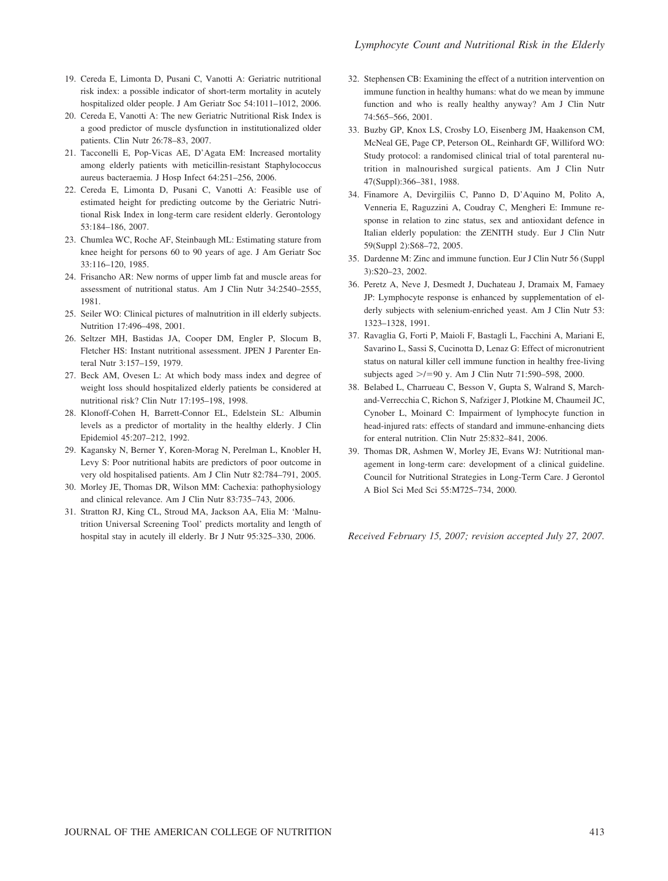19. Cereda E, Limonta D, Pusani C, Vanotti A: Geriatric nutritional risk index: a possible indicator of short-term mortality in acutely hospitalized older people. J Am Geriatr Soc 54:1011–1012, 2006.
20. Cereda E, Vanotti A: The new Geriatric Nutritional Risk Index is a good predictor of muscle dysfunction in institutionalized older patients. Clin Nutr 26:78–83, 2007.
21. Tacconelli E, Pop-Vicas AE, D'Agata EM: Increased mortality among elderly patients with meticillin-resistant Staphylococcus aureus bacteraemia. J Hosp Infect 64:251–256, 2006.
22. Cereda E, Limonta D, Pusani C, Vanotti A: Feasible use of estimated height for predicting outcome by the Geriatric Nutritional Risk Index in long-term care resident elderly. Gerontology 53:184–186, 2007.
23. Chumlea WC, Roche AF, Steinbaugh ML: Estimating stature from knee height for persons 60 to 90 years of age. J Am Geriatr Soc 33:116–120, 1985.
24. Frisancho AR: New norms of upper limb fat and muscle areas for assessment of nutritional status. Am J Clin Nutr 34:2540–2555, 1981.
25. Seiler WO: Clinical pictures of malnutrition in ill elderly subjects. Nutrition 17:496–498, 2001.
26. Seltzer MH, Bastidas JA, Cooper DM, Engler P, Slocum B, Fletcher HS: Instant nutritional assessment. JPEN J Parenter Enteral Nutr 3:157–159, 1979.
27. Beck AM, Ovesen L: At which body mass index and degree of weight loss should hospitalized elderly patients be considered at nutritional risk? Clin Nutr 17:195–198, 1998.
28. Klonoff-Cohen H, Barrett-Connor EL, Edelstein SL: Albumin levels as a predictor of mortality in the healthy elderly. J Clin Epidemiol 45:207–212, 1992.
29. Kagansky N, Berner Y, Koren-Morag N, Perelman L, Knobler H, Levy S: Poor nutritional habits are predictors of poor outcome in very old hospitalised patients. Am J Clin Nutr 82:784–791, 2005.
30. Morley JE, Thomas DR, Wilson MM: Cachexia: pathophysiology and clinical relevance. Am J Clin Nutr 83:735–743, 2006.
31. Stratton RJ, King CL, Stroud MA, Jackson AA, Elia M: 'Malnutrition Universal Screening Tool' predicts mortality and length of hospital stay in acutely ill elderly. Br J Nutr 95:325–330, 2006.
32. Stephensen CB: Examining the effect of a nutrition intervention on immune function in healthy humans: what do we mean by immune function and who is really healthy anyway? Am J Clin Nutr 74:565–566, 2001.
33. Buzby GP, Knox LS, Crosby LO, Eisenberg JM, Haakenson CM, McNeal GE, Page CP, Peterson OL, Reinhardt GF, Williford WO: Study protocol: a randomised clinical trial of total parenteral nutrition in malnourished surgical patients. Am J Clin Nutr 47(Suppl):366–381, 1988.
34. Finamore A, Devirgiliis C, Panno D, D'Aquino M, Polito A, Venneria E, Raguzzini A, Coudray C, Mengheri E: Immune response in relation to zinc status, sex and antioxidant defence in Italian elderly population: the ZENITH study. Eur J Clin Nutr 59(Suppl 2):S68–72, 2005.
35. Dardenne M: Zinc and immune function. Eur J Clin Nutr 56 (Suppl 3):S20–23, 2002.
36. Peretz A, Neve J, Desmedt J, Duchateau J, Dramaix M, Famaey JP: Lymphocyte response is enhanced by supplementation of elderly subjects with selenium-enriched yeast. Am J Clin Nutr 53: 1323–1328, 1991.
37. Ravaglia G, Forti P, Maioli F, Bastagli L, Facchini A, Mariani E, Savarino L, Sassi S, Cucinotta D, Lenaz G: Effect of micronutrient status on natural killer cell immune function in healthy free-living subjects aged >/=90 y. Am J Clin Nutr 71:590–598, 2000.
38. Belabed L, Charrueau C, Besson V, Gupta S, Walrand S, Marchand-Verrecchia C, Richon S, Nafziger J, Plotkine M, Chaumeil JC, Cynober L, Moinard C: Impairment of lymphocyte function in head-injured rats: effects of standard and immune-enhancing diets for enteral nutrition. Clin Nutr 25:832–841, 2006.
39. Thomas DR, Ashmen W, Morley JE, Evans WJ: Nutritional management in long-term care: development of a clinical guideline. Council for Nutritional Strategies in Long-Term Care. J Gerontol A Biol Sci Med Sci 55:M725–734, 2000.

*Received February 15, 2007; revision accepted July 27, 2007.*